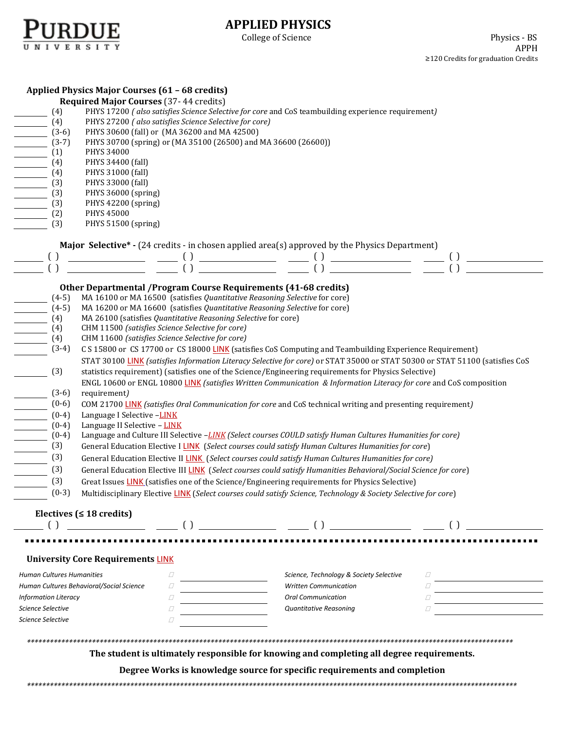# APPLIED PHYSICS

College of Science

Physics - BS
APPH
≥120 Credits for graduation Credits

## Applied Physics Major Courses (61 – 68 credits)

### Required Major Courses (37- 44 credits)

- ______ (4) PHYS 17200 *( also satisfies Science Selective for core* and CoS teambuilding experience requirement*)*
- ______ (4) PHYS 27200 *( also satisfies Science Selective for core)*
- ______ (3-6) PHYS 30600 (fall) or (MA 36200 and MA 42500)
- ______ (3-7) PHYS 30700 (spring) or (MA 35100 (26500) and MA 36600 (26600))
- ______ (1) PHYS 34000
- ______ (4) PHYS 34400 (fall)
- ______ (4) PHYS 31000 (fall)
- ______ (3) PHYS 33000 (fall)
- ______ (3) PHYS 36000 (spring)
- ______ (3) PHYS 42200 (spring)
- ______ (2) PHYS 45000
- ______ (3) PHYS 51500 (spring)

### Major Selective* - (24 credits - in chosen applied area(s) approved by the Physics Department)

| | | | |
|---|---|---|---|
| ______ ( ) ______ | ______ ( ) ______ | ______ ( ) ______ | ______ ( ) ______ |
| ______ ( ) ______ | ______ ( ) ______ | ______ ( ) ______ | ______ ( ) ______ |

### Other Departmental /Program Course Requirements (41-68 credits)

- ______ (4-5) MA 16100 or MA 16500 (satisfies *Quantitative Reasoning Selective* for core)
- ______ (4-5) MA 16200 or MA 16600 (satisfies *Quantitative Reasoning Selective* for core)
- ______ (4) MA 26100 (satisfies *Quantitative Reasoning Selective* for core)
- ______ (4) CHM 11500 *(satisfies Science Selective for core)*
- ______ (4) CHM 11600 *(satisfies Science Selective for core)*
- ______ (3-4) C S 15800 or CS 17700 or CS 18000 LINK (satisfies CoS Computing and Teambuilding Experience Requirement)
- ______ (3) STAT 30100 LINK *(satisfies Information Literacy Selective for core)* or STAT 35000 or STAT 50300 or STAT 51100 (satisfies CoS statistics requirement) (satisfies one of the Science/Engineering requirements for Physics Selective)
- ______ (3-6) ENGL 10600 or ENGL 10800 LINK *(satisfies Written Communication & Information Literacy for core* and CoS composition requirement*)*
- ______ (0-6) COM 21700 LINK *(satisfies Oral Communication for core* and CoS technical writing and presenting requirement*)*
- ______ (0-4) Language I Selective –LINK
- ______ (0-4) Language II Selective – LINK
- ______ (0-4) Language and Culture III Selective –*LINK (Select courses COULD satisfy Human Cultures Humanities for core)*
- ______ (3) General Education Elective I LINK (*Select courses could satisfy Human Cultures Humanities for core*)
- ______ (3) General Education Elective II LINK (*Select courses could satisfy Human Cultures Humanities for core)*
- ______ (3) General Education Elective III LINK (*Select courses could satisfy Humanities Behavioral/Social Science for core*)
- ______ (3) Great Issues LINK (satisfies one of the Science/Engineering requirements for Physics Selective)
- ______ (0-3) Multidisciplinary Elective LINK (*Select courses could satisfy Science, Technology & Society Selective for core*)

### Electives (≤ 18 credits)

| | | | |
|---|---|---|---|
| ______ ( ) ______ | ______ ( ) ______ | ______ ( ) ______ | ______ ( ) ______ |

---

## University Core Requirements LINK

| Requirement | | | Requirement | | |
|---|---|---|---|---|---|
| *Human Cultures Humanities* | ☐ | ______ | *Science, Technology & Society Selective* | ☐ | ______ |
| *Human Cultures Behavioral/Social Science* | ☐ | ______ | *Written Communication* | ☐ | ______ |
| *Information Literacy* | ☐ | ______ | *Oral Communication* | ☐ | ______ |
| *Science Selective* | ☐ | ______ | *Quantitative Reasoning* | ☐ | ______ |
| *Science Selective* | ☐ | ______ | | | |

***

**The student is ultimately responsible for knowing and completing all degree requirements.**

**Degree Works is knowledge source for specific requirements and completion**

***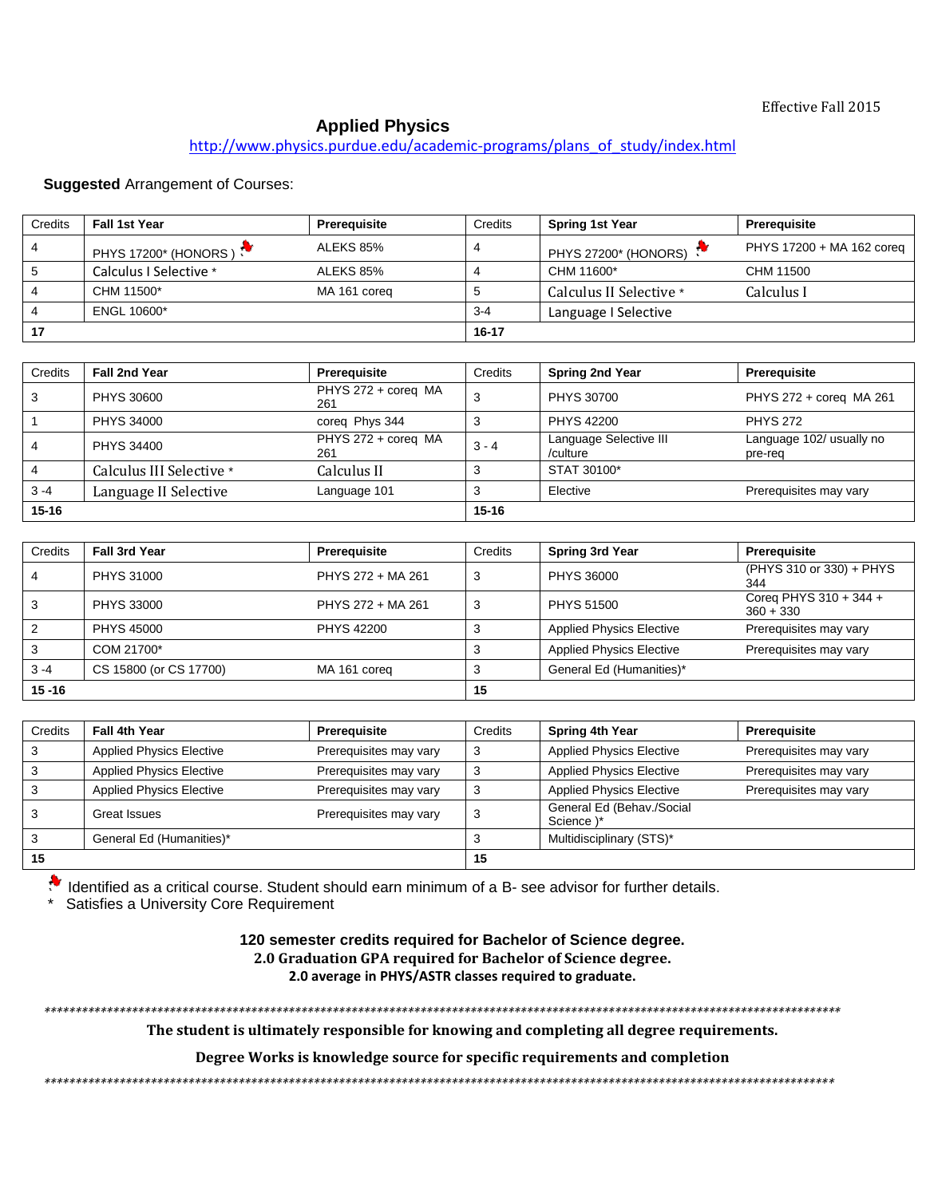Effective Fall 2015

# Applied Physics

http://www.physics.purdue.edu/academic-programs/plans_of_study/index.html

**Suggested** Arrangement of Courses:

| Credits | Fall 1st Year | Prerequisite | Credits | Spring 1st Year | Prerequisite |
|---|---|---|---|---|---|
| 4 | PHYS 17200* (HONORS) ♦ | ALEKS 85% | 4 | PHYS 27200* (HONORS) ♦ | PHYS 17200 + MA 162 coreq |
| 5 | Calculus I Selective * | ALEKS 85% | 4 | CHM 11600* | CHM 11500 |
| 4 | CHM 11500* | MA 161 coreq | 5 | Calculus II Selective * | Calculus I |
| 4 | ENGL 10600* | | 3-4 | Language I Selective | |
| **17** | | | **16-17** | | |

| Credits | Fall 2nd Year | Prerequisite | Credits | Spring 2nd Year | Prerequisite |
|---|---|---|---|---|---|
| 3 | PHYS 30600 | PHYS 272 + coreq MA 261 | 3 | PHYS 30700 | PHYS 272 + coreq MA 261 |
| 1 | PHYS 34000 | coreq Phys 344 | 3 | PHYS 42200 | PHYS 272 |
| 4 | PHYS 34400 | PHYS 272 + coreq MA 261 | 3 - 4 | Language Selective III /culture | Language 102/ usually no pre-req |
| 4 | Calculus III Selective * | Calculus II | 3 | STAT 30100* | |
| 3 -4 | Language II Selective | Language 101 | 3 | Elective | Prerequisites may vary |
| **15-16** | | | **15-16** | | |

| Credits | Fall 3rd Year | Prerequisite | Credits | Spring 3rd Year | Prerequisite |
|---|---|---|---|---|---|
| 4 | PHYS 31000 | PHYS 272 + MA 261 | 3 | PHYS 36000 | (PHYS 310 or 330) + PHYS 344 |
| 3 | PHYS 33000 | PHYS 272 + MA 261 | 3 | PHYS 51500 | Coreq PHYS 310 + 344 + 360 + 330 |
| 2 | PHYS 45000 | PHYS 42200 | 3 | Applied Physics Elective | Prerequisites may vary |
| 3 | COM 21700* | | 3 | Applied Physics Elective | Prerequisites may vary |
| 3 -4 | CS 15800 (or CS 17700) | MA 161 coreq | 3 | General Ed (Humanities)* | |
| **15 -16** | | | **15** | | |

| Credits | Fall 4th Year | Prerequisite | Credits | Spring 4th Year | Prerequisite |
|---|---|---|---|---|---|
| 3 | Applied Physics Elective | Prerequisites may vary | 3 | Applied Physics Elective | Prerequisites may vary |
| 3 | Applied Physics Elective | Prerequisites may vary | 3 | Applied Physics Elective | Prerequisites may vary |
| 3 | Applied Physics Elective | Prerequisites may vary | 3 | Applied Physics Elective | Prerequisites may vary |
| 3 | Great Issues | Prerequisites may vary | 3 | General Ed (Behav./Social Science )* | |
| 3 | General Ed (Humanities)* | | 3 | Multidisciplinary (STS)* | |
| **15** | | | **15** | | |

♦ Identified as a critical course. Student should earn minimum of a B- see advisor for further details.

\* Satisfies a University Core Requirement

**120 semester credits required for Bachelor of Science degree.**

**2.0 Graduation GPA required for Bachelor of Science degree.**

**2.0 average in PHYS/ASTR classes required to graduate.**

************************************************************************************************************************

**The student is ultimately responsible for knowing and completing all degree requirements.**

**Degree Works is knowledge source for specific requirements and completion**

************************************************************************************************************************